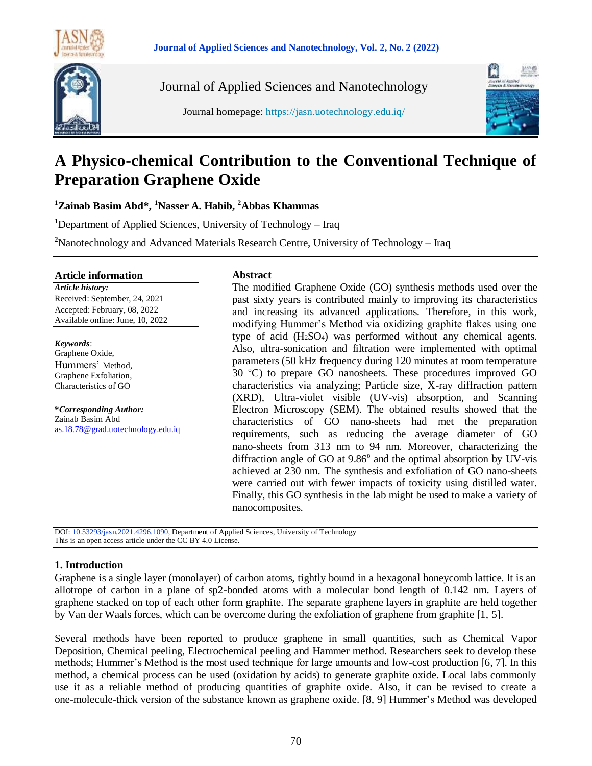# A Physico-chemical Contribution to the Conventional Technique of Preparation Graphene Oxide

[1]Zainab Basim Abd*, [1]Nasser A. Habib, [2]Abbas Khammas

[1]Department of Applied Sciences, University of Technology – Iraq

[2]Nanotechnology and Advanced Materials Research Centre, University of Technology – Iraq

**Article information**

***Article history:***
Received: September, 24, 2021
Accepted: February, 08, 2022
Available online: June, 10, 2022

***Keywords*:**
Graphene Oxide,
Hummers' Method,
Graphene Exfoliation,
Characteristics of GO

***Corresponding Author:***
Zainab Basim Abd
as.18.78@grad.uotechnology.edu.iq

**Abstract**

The modified Graphene Oxide (GO) synthesis methods used over the past sixty years is contributed mainly to improving its characteristics and increasing its advanced applications. Therefore, in this work, modifying Hummer's Method via oxidizing graphite flakes using one type of acid ($H_2SO_4$) was performed without any chemical agents. Also, ultra-sonication and filtration were implemented with optimal parameters (50 kHz frequency during 120 minutes at room temperature 30 °C) to prepare GO nanosheets. These procedures improved GO characteristics via analyzing; Particle size, X-ray diffraction pattern (XRD), Ultra-violet visible (UV-vis) absorption, and Scanning Electron Microscopy (SEM). The obtained results showed that the characteristics of GO nano-sheets had met the preparation requirements, such as reducing the average diameter of GO nano-sheets from 313 nm to 94 nm. Moreover, characterizing the diffraction angle of GO at 9.86° and the optimal absorption by UV-vis achieved at 230 nm. The synthesis and exfoliation of GO nano-sheets were carried out with fewer impacts of toxicity using distilled water. Finally, this GO synthesis in the lab might be used to make a variety of nanocomposites.

DOI: 10.53293/jasn.2021.4296.1090, Department of Applied Sciences, University of Technology
This is an open access article under the CC BY 4.0 License.

## 1. Introduction

Graphene is a single layer (monolayer) of carbon atoms, tightly bound in a hexagonal honeycomb lattice. It is an allotrope of carbon in a plane of sp2-bonded atoms with a molecular bond length of 0.142 nm. Layers of graphene stacked on top of each other form graphite. The separate graphene layers in graphite are held together by Van der Waals forces, which can be overcome during the exfoliation of graphene from graphite [1, 5].

Several methods have been reported to produce graphene in small quantities, such as Chemical Vapor Deposition, Chemical peeling, Electrochemical peeling and Hammer method. Researchers seek to develop these methods; Hummer's Method is the most used technique for large amounts and low-cost production [6, 7]. In this method, a chemical process can be used (oxidation by acids) to generate graphite oxide. Local labs commonly use it as a reliable method of producing quantities of graphite oxide. Also, it can be revised to create a one-molecule-thick version of the substance known as graphene oxide. [8, 9] Hummer's Method was developed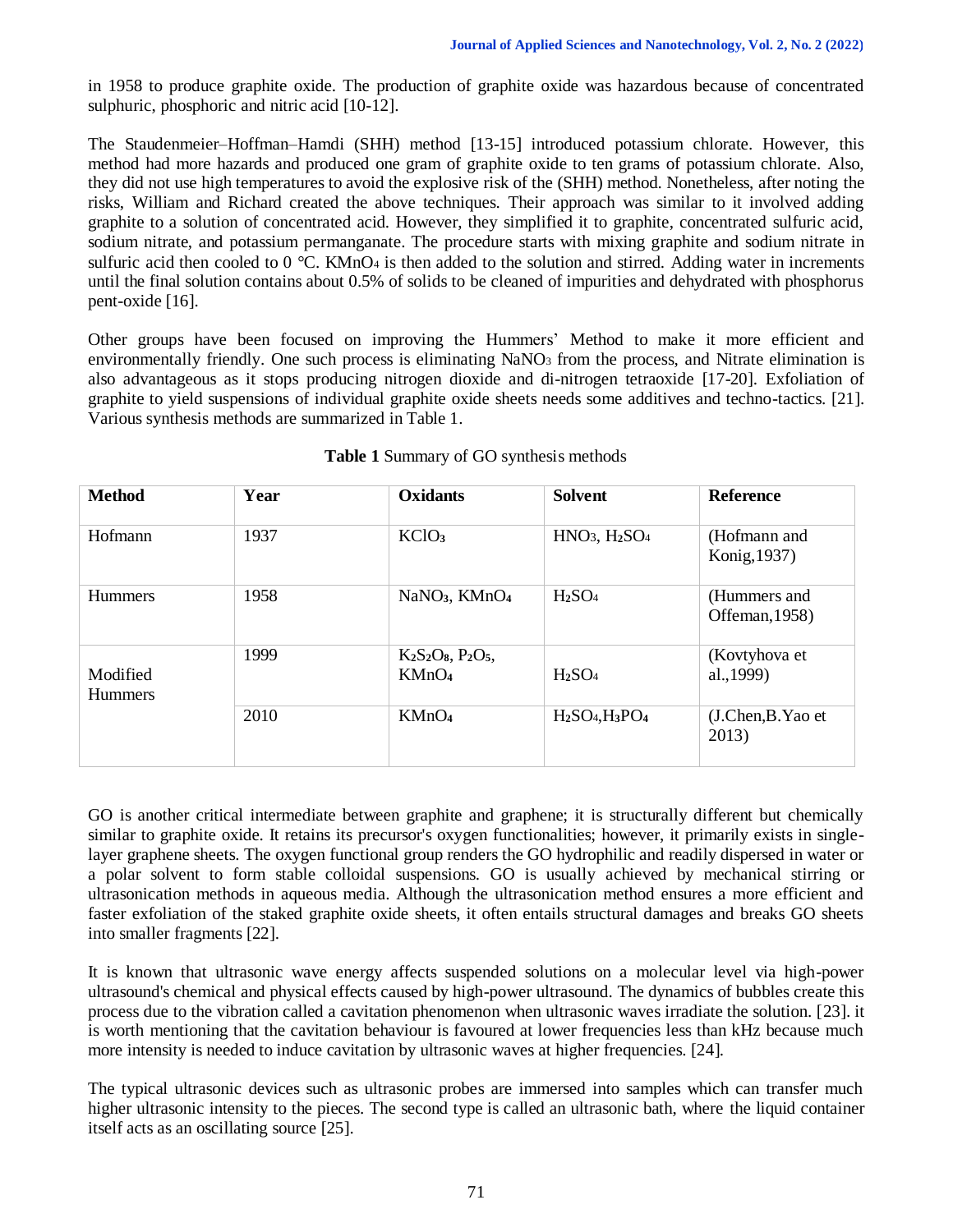in 1958 to produce graphite oxide. The production of graphite oxide was hazardous because of concentrated sulphuric, phosphoric and nitric acid [10-12].

The Staudenmeier–Hoffman–Hamdi (SHH) method [13-15] introduced potassium chlorate. However, this method had more hazards and produced one gram of graphite oxide to ten grams of potassium chlorate. Also, they did not use high temperatures to avoid the explosive risk of the (SHH) method. Nonetheless, after noting the risks, William and Richard created the above techniques. Their approach was similar to it involved adding graphite to a solution of concentrated acid. However, they simplified it to graphite, concentrated sulfuric acid, sodium nitrate, and potassium permanganate. The procedure starts with mixing graphite and sodium nitrate in sulfuric acid then cooled to 0 °C. $KMnO_4$ is then added to the solution and stirred. Adding water in increments until the final solution contains about 0.5% of solids to be cleaned of impurities and dehydrated with phosphorus pent-oxide [16].

Other groups have been focused on improving the Hummers' Method to make it more efficient and environmentally friendly. One such process is eliminating $NaNO_3$ from the process, and Nitrate elimination is also advantageous as it stops producing nitrogen dioxide and di-nitrogen tetraoxide [17-20]. Exfoliation of graphite to yield suspensions of individual graphite oxide sheets needs some additives and techno-tactics. [21]. Various synthesis methods are summarized in Table 1.

**Table 1** Summary of GO synthesis methods

| **Method** | **Year** | **Oxidants** | **Solvent** | **Reference** |
|---|---|---|---|---|
| Hofmann | 1937 | $KClO_3$ | $HNO_3$, $H_2SO_4$ | (Hofmann and Konig,1937) |
| Hummers | 1958 | $NaNO_3$, $KMnO_4$ | $H_2SO_4$ | (Hummers and Offeman,1958) |
| Modified Hummers | 1999 | $K_2S_2O_8$, $P_2O_5$, $KMnO_4$ | $H_2SO_4$ | (Kovtyhova et al.,1999) |
| | 2010 | $KMnO_4$ | $H_2SO_4$,$H_3PO_4$ | (J.Chen,B.Yao et 2013) |

GO is another critical intermediate between graphite and graphene; it is structurally different but chemically similar to graphite oxide. It retains its precursor's oxygen functionalities; however, it primarily exists in single-layer graphene sheets. The oxygen functional group renders the GO hydrophilic and readily dispersed in water or a polar solvent to form stable colloidal suspensions. GO is usually achieved by mechanical stirring or ultrasonication methods in aqueous media. Although the ultrasonication method ensures a more efficient and faster exfoliation of the staked graphite oxide sheets, it often entails structural damages and breaks GO sheets into smaller fragments [22].

It is known that ultrasonic wave energy affects suspended solutions on a molecular level via high-power ultrasound's chemical and physical effects caused by high-power ultrasound. The dynamics of bubbles create this process due to the vibration called a cavitation phenomenon when ultrasonic waves irradiate the solution. [23]. it is worth mentioning that the cavitation behaviour is favoured at lower frequencies less than kHz because much more intensity is needed to induce cavitation by ultrasonic waves at higher frequencies. [24].

The typical ultrasonic devices such as ultrasonic probes are immersed into samples which can transfer much higher ultrasonic intensity to the pieces. The second type is called an ultrasonic bath, where the liquid container itself acts as an oscillating source [25].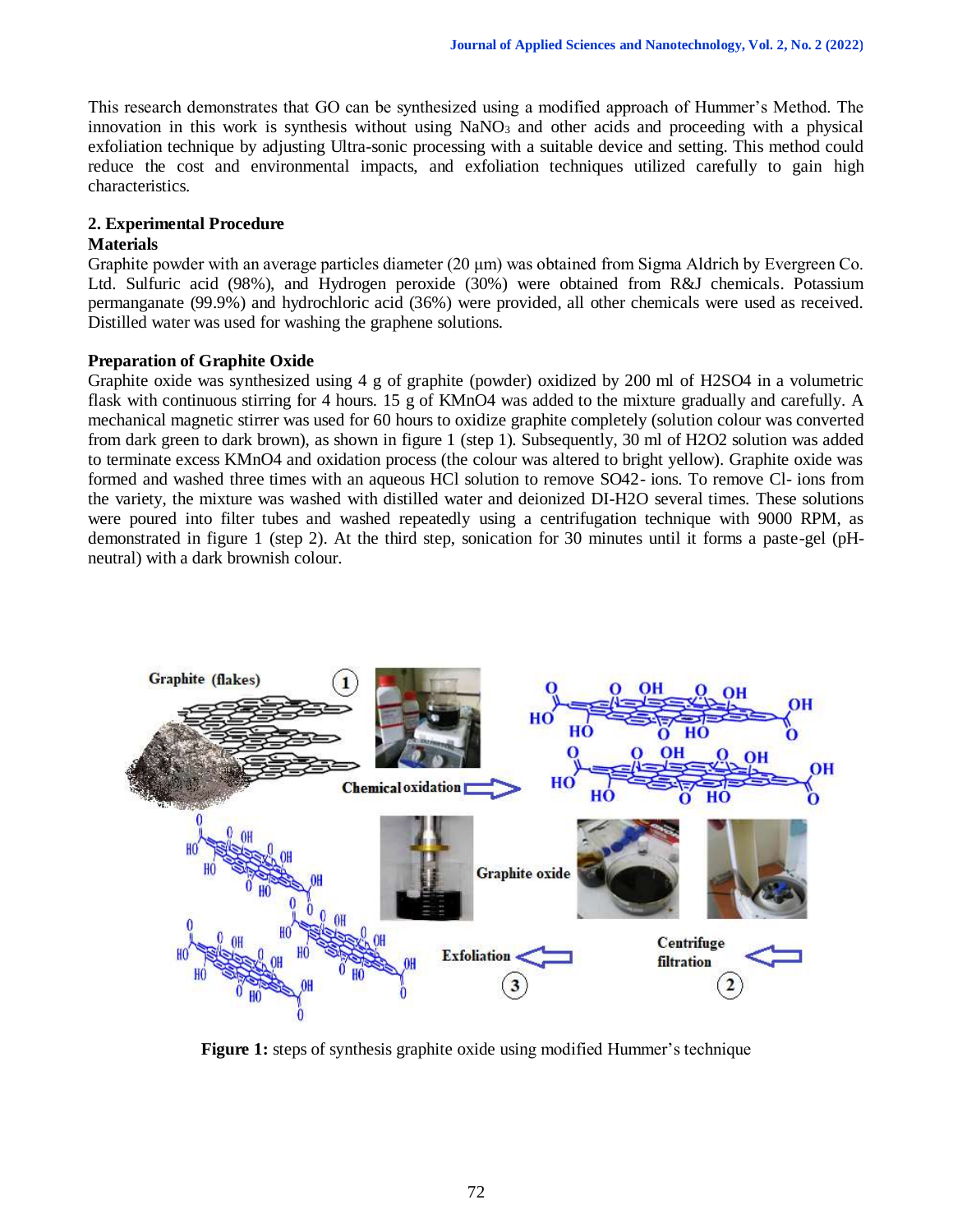This research demonstrates that GO can be synthesized using a modified approach of Hummer's Method. The innovation in this work is synthesis without using $NaNO_3$ and other acids and proceeding with a physical exfoliation technique by adjusting Ultra-sonic processing with a suitable device and setting. This method could reduce the cost and environmental impacts, and exfoliation techniques utilized carefully to gain high characteristics.

## 2. Experimental Procedure

### Materials

Graphite powder with an average particles diameter (20 μm) was obtained from Sigma Aldrich by Evergreen Co. Ltd. Sulfuric acid (98%), and Hydrogen peroxide (30%) were obtained from R&J chemicals. Potassium permanganate (99.9%) and hydrochloric acid (36%) were provided, all other chemicals were used as received. Distilled water was used for washing the graphene solutions.

### Preparation of Graphite Oxide

Graphite oxide was synthesized using 4 g of graphite (powder) oxidized by 200 ml of $H_2SO_4$ in a volumetric flask with continuous stirring for 4 hours. 15 g of $KMnO_4$ was added to the mixture gradually and carefully. A mechanical magnetic stirrer was used for 60 hours to oxidize graphite completely (solution colour was converted from dark green to dark brown), as shown in figure 1 (step 1). Subsequently, 30 ml of $H_2O_2$ solution was added to terminate excess $KMnO_4$ and oxidation process (the colour was altered to bright yellow). Graphite oxide was formed and washed three times with an aqueous HCl solution to remove $SO_4^{2-}$ ions. To remove $Cl^-$ ions from the variety, the mixture was washed with distilled water and deionized DI-$H_2O$ several times. These solutions were poured into filter tubes and washed repeatedly using a centrifugation technique with 9000 RPM, as demonstrated in figure 1 (step 2). At the third step, sonication for 30 minutes until it forms a paste-gel (pH-neutral) with a dark brownish colour.

**Figure 1:** steps of synthesis graphite oxide using modified Hummer's technique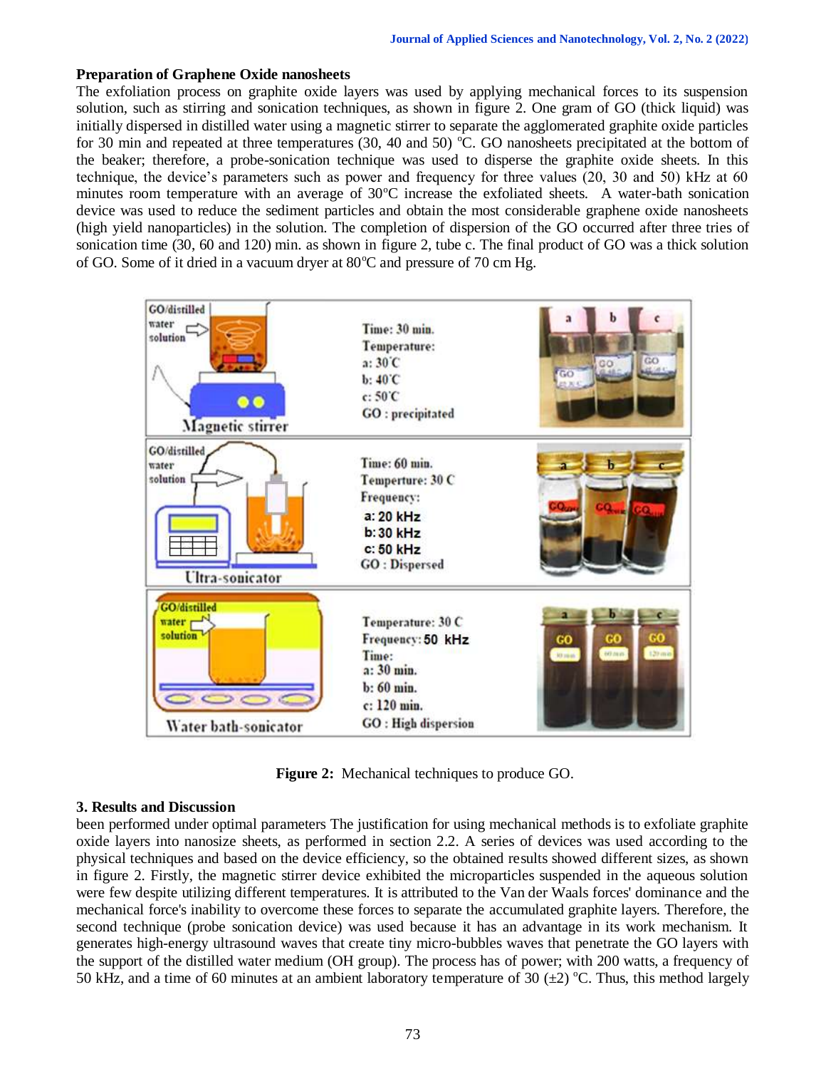### Preparation of Graphene Oxide nanosheets

The exfoliation process on graphite oxide layers was used by applying mechanical forces to its suspension solution, such as stirring and sonication techniques, as shown in figure 2. One gram of GO (thick liquid) was initially dispersed in distilled water using a magnetic stirrer to separate the agglomerated graphite oxide particles for 30 min and repeated at three temperatures (30, 40 and 50) °C. GO nanosheets precipitated at the bottom of the beaker; therefore, a probe-sonication technique was used to disperse the graphite oxide sheets. In this technique, the device's parameters such as power and frequency for three values (20, 30 and 50) kHz at 60 minutes room temperature with an average of 30°C increase the exfoliated sheets. A water-bath sonication device was used to reduce the sediment particles and obtain the most considerable graphene oxide nanosheets (high yield nanoparticles) in the solution. The completion of dispersion of the GO occurred after three tries of sonication time (30, 60 and 120) min. as shown in figure 2, tube c. The final product of GO was a thick solution of GO. Some of it dried in a vacuum dryer at 80°C and pressure of 70 cm Hg.

**Figure 2:** Mechanical techniques to produce GO.

## 3. Results and Discussion

been performed under optimal parameters The justification for using mechanical methods is to exfoliate graphite oxide layers into nanosize sheets, as performed in section 2.2. A series of devices was used according to the physical techniques and based on the device efficiency, so the obtained results showed different sizes, as shown in figure 2. Firstly, the magnetic stirrer device exhibited the microparticles suspended in the aqueous solution were few despite utilizing different temperatures. It is attributed to the Van der Waals forces' dominance and the mechanical force's inability to overcome these forces to separate the accumulated graphite layers. Therefore, the second technique (probe sonication device) was used because it has an advantage in its work mechanism. It generates high-energy ultrasound waves that create tiny micro-bubbles waves that penetrate the GO layers with the support of the distilled water medium (OH group). The process has of power; with 200 watts, a frequency of 50 kHz, and a time of 60 minutes at an ambient laboratory temperature of 30 (±2) °C. Thus, this method largely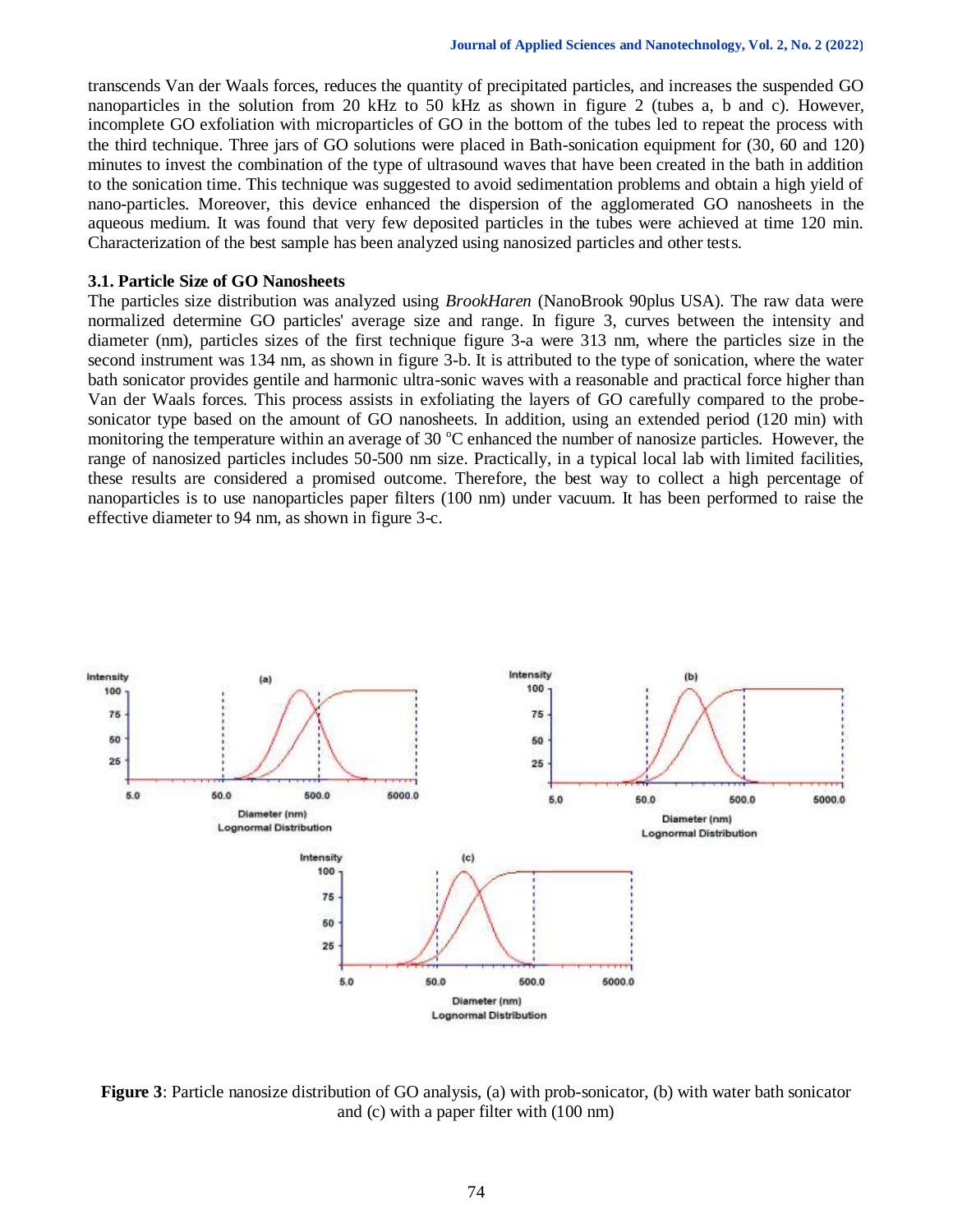transcends Van der Waals forces, reduces the quantity of precipitated particles, and increases the suspended GO nanoparticles in the solution from 20 kHz to 50 kHz as shown in figure 2 (tubes a, b and c). However, incomplete GO exfoliation with microparticles of GO in the bottom of the tubes led to repeat the process with the third technique. Three jars of GO solutions were placed in Bath-sonication equipment for (30, 60 and 120) minutes to invest the combination of the type of ultrasound waves that have been created in the bath in addition to the sonication time. This technique was suggested to avoid sedimentation problems and obtain a high yield of nano-particles. Moreover, this device enhanced the dispersion of the agglomerated GO nanosheets in the aqueous medium. It was found that very few deposited particles in the tubes were achieved at time 120 min. Characterization of the best sample has been analyzed using nanosized particles and other tests.

### 3.1. Particle Size of GO Nanosheets

The particles size distribution was analyzed using *BrookHaren* (NanoBrook 90plus USA). The raw data were normalized determine GO particles' average size and range. In figure 3, curves between the intensity and diameter (nm), particles sizes of the first technique figure 3-a were 313 nm, where the particles size in the second instrument was 134 nm, as shown in figure 3-b. It is attributed to the type of sonication, where the water bath sonicator provides gentile and harmonic ultra-sonic waves with a reasonable and practical force higher than Van der Waals forces. This process assists in exfoliating the layers of GO carefully compared to the probe-sonicator type based on the amount of GO nanosheets. In addition, using an extended period (120 min) with monitoring the temperature within an average of 30 °C enhanced the number of nanosize particles. However, the range of nanosized particles includes 50-500 nm size. Practically, in a typical local lab with limited facilities, these results are considered a promised outcome. Therefore, the best way to collect a high percentage of nanoparticles is to use nanoparticles paper filters (100 nm) under vacuum. It has been performed to raise the effective diameter to 94 nm, as shown in figure 3-c.

**Figure 3**: Particle nanosize distribution of GO analysis, (a) with prob-sonicator, (b) with water bath sonicator and (c) with a paper filter with (100 nm)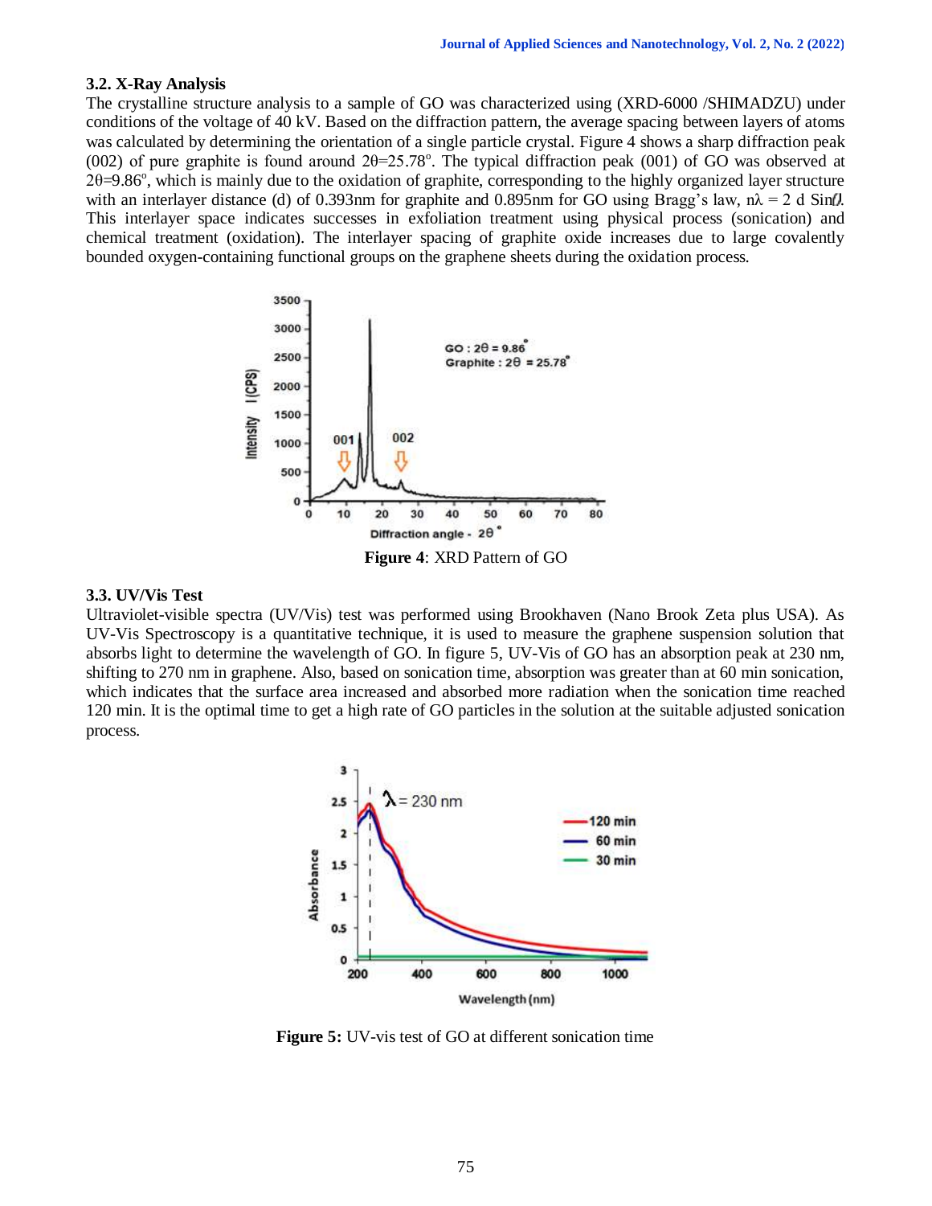### 3.2. X-Ray Analysis

The crystalline structure analysis to a sample of GO was characterized using (XRD-6000 /SHIMADZU) under conditions of the voltage of 40 kV. Based on the diffraction pattern, the average spacing between layers of atoms was calculated by determining the orientation of a single particle crystal. Figure 4 shows a sharp diffraction peak (002) of pure graphite is found around $2\theta=25.78^{o}$. The typical diffraction peak (001) of GO was observed at $2\theta=9.86^{o}$, which is mainly due to the oxidation of graphite, corresponding to the highly organized layer structure with an interlayer distance (d) of 0.393nm for graphite and 0.895nm for GO using Bragg's law, $n\lambda = 2\ d\ \mathrm{Sin}\theta$. This interlayer space indicates successes in exfoliation treatment using physical process (sonication) and chemical treatment (oxidation). The interlayer spacing of graphite oxide increases due to large covalently bounded oxygen-containing functional groups on the graphene sheets during the oxidation process.

**Figure 4**: XRD Pattern of GO

### 3.3. UV/Vis Test

Ultraviolet-visible spectra (UV/Vis) test was performed using Brookhaven (Nano Brook Zeta plus USA). As UV-Vis Spectroscopy is a quantitative technique, it is used to measure the graphene suspension solution that absorbs light to determine the wavelength of GO. In figure 5, UV-Vis of GO has an absorption peak at 230 nm, shifting to 270 nm in graphene. Also, based on sonication time, absorption was greater than at 60 min sonication, which indicates that the surface area increased and absorbed more radiation when the sonication time reached 120 min. It is the optimal time to get a high rate of GO particles in the solution at the suitable adjusted sonication process.

**Figure 5:** UV-vis test of GO at different sonication time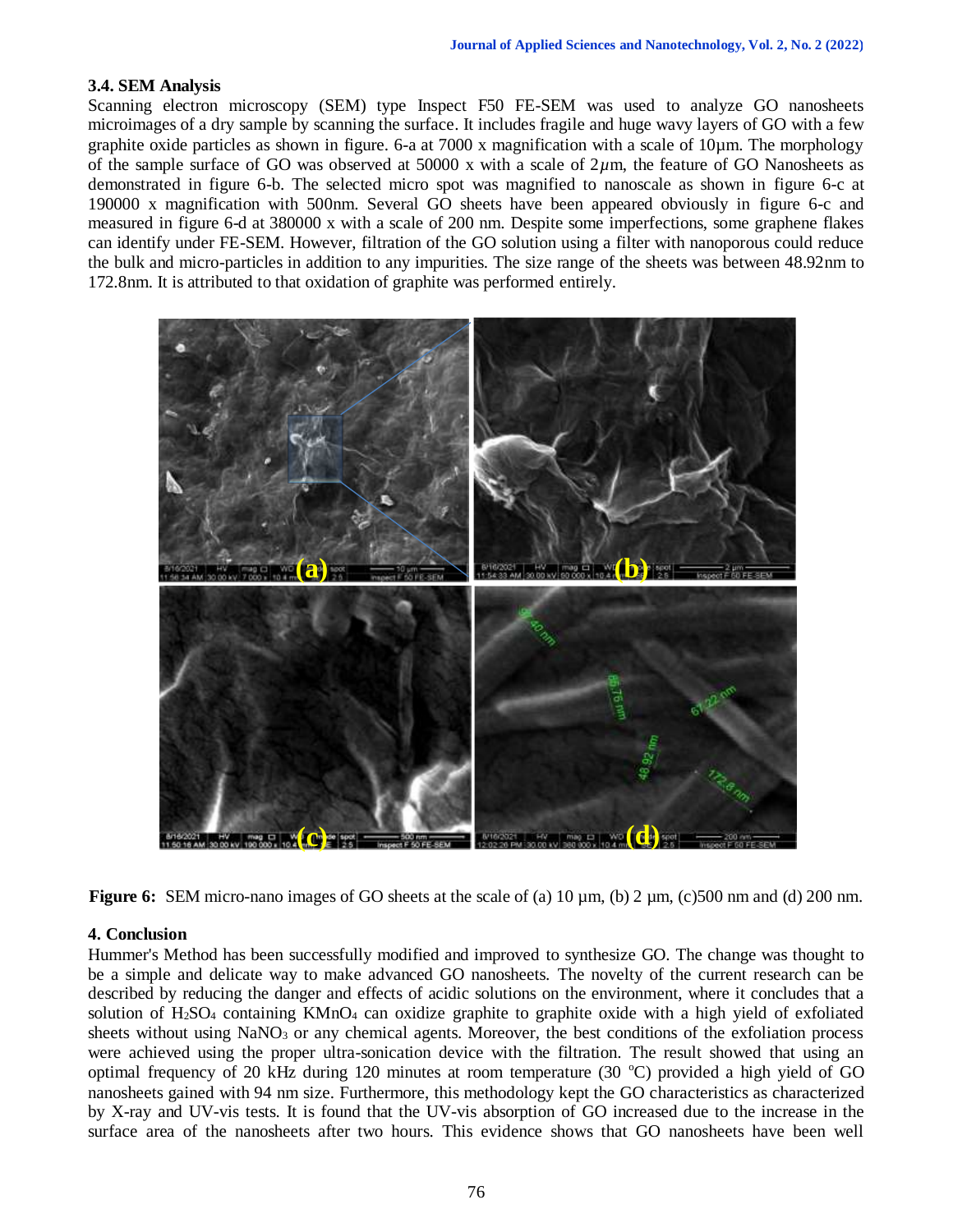### 3.4. SEM Analysis

Scanning electron microscopy (SEM) type Inspect F50 FE-SEM was used to analyze GO nanosheets microimages of a dry sample by scanning the surface. It includes fragile and huge wavy layers of GO with a few graphite oxide particles as shown in figure. 6-a at 7000 x magnification with a scale of 10µm. The morphology of the sample surface of GO was observed at 50000 x with a scale of 2$\mu$m, the feature of GO Nanosheets as demonstrated in figure 6-b. The selected micro spot was magnified to nanoscale as shown in figure 6-c at 190000 x magnification with 500nm. Several GO sheets have been appeared obviously in figure 6-c and measured in figure 6-d at 380000 x with a scale of 200 nm. Despite some imperfections, some graphene flakes can identify under FE-SEM. However, filtration of the GO solution using a filter with nanoporous could reduce the bulk and micro-particles in addition to any impurities. The size range of the sheets was between 48.92nm to 172.8nm. It is attributed to that oxidation of graphite was performed entirely.

**Figure 6:** SEM micro-nano images of GO sheets at the scale of (a) 10 µm, (b) 2 µm, (c)500 nm and (d) 200 nm.

## 4. Conclusion

Hummer's Method has been successfully modified and improved to synthesize GO. The change was thought to be a simple and delicate way to make advanced GO nanosheets. The novelty of the current research can be described by reducing the danger and effects of acidic solutions on the environment, where it concludes that a solution of $H_2SO_4$ containing $KMnO_4$ can oxidize graphite to graphite oxide with a high yield of exfoliated sheets without using $NaNO_3$ or any chemical agents. Moreover, the best conditions of the exfoliation process were achieved using the proper ultra-sonication device with the filtration. The result showed that using an optimal frequency of 20 kHz during 120 minutes at room temperature (30 $^oC$) provided a high yield of GO nanosheets gained with 94 nm size. Furthermore, this methodology kept the GO characteristics as characterized by X-ray and UV-vis tests. It is found that the UV-vis absorption of GO increased due to the increase in the surface area of the nanosheets after two hours. This evidence shows that GO nanosheets have been well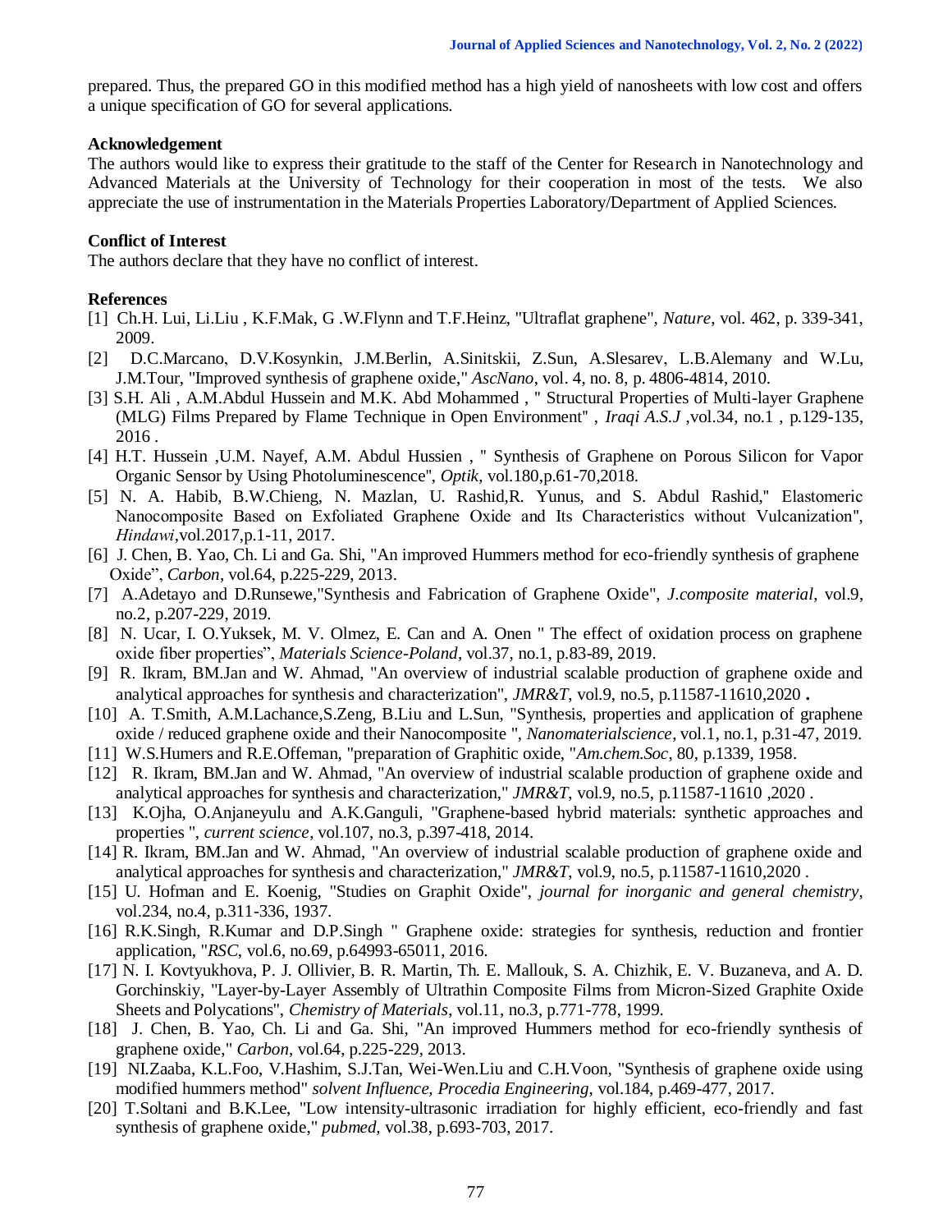prepared. Thus, the prepared GO in this modified method has a high yield of nanosheets with low cost and offers a unique specification of GO for several applications.

### Acknowledgement

The authors would like to express their gratitude to the staff of the Center for Research in Nanotechnology and Advanced Materials at the University of Technology for their cooperation in most of the tests. We also appreciate the use of instrumentation in the Materials Properties Laboratory/Department of Applied Sciences.

### Conflict of Interest

The authors declare that they have no conflict of interest.

### References

[1] Ch.H. Lui, Li.Liu , K.F.Mak, G .W.Flynn and T.F.Heinz, "Ultraflat graphene", *Nature*, vol. 462, p. 339-341, 2009.

[2] D.C.Marcano, D.V.Kosynkin, J.M.Berlin, A.Sinitskii, Z.Sun, A.Slesarev, L.B.Alemany and W.Lu, J.M.Tour, "Improved synthesis of graphene oxide," *AscNano*, vol. 4, no. 8, p. 4806-4814, 2010.

[3] S.H. Ali , A.M.Abdul Hussein and M.K. Abd Mohammed , " Structural Properties of Multi-layer Graphene (MLG) Films Prepared by Flame Technique in Open Environment" , *Iraqi A.S.J* ,vol.34, no.1 , p.129-135, 2016 .

[4] H.T. Hussein ,U.M. Nayef, A.M. Abdul Hussien , " Synthesis of Graphene on Porous Silicon for Vapor Organic Sensor by Using Photoluminescence", *Optik*, vol.180,p.61-70,2018.

[5] N. A. Habib, B.W.Chieng, N. Mazlan, U. Rashid,R. Yunus, and S. Abdul Rashid," Elastomeric Nanocomposite Based on Exfoliated Graphene Oxide and Its Characteristics without Vulcanization", *Hindawi*,vol.2017,p.1-11, 2017.

[6] J. Chen, B. Yao, Ch. Li and Ga. Shi, "An improved Hummers method for eco-friendly synthesis of graphene Oxide", *Carbon*, vol.64, p.225-229, 2013.

[7] A.Adetayo and D.Runsewe,"Synthesis and Fabrication of Graphene Oxide", *J.composite material*, vol.9, no.2, p.207-229, 2019.

[8] N. Ucar, I. O.Yuksek, M. V. Olmez, E. Can and A. Onen " The effect of oxidation process on graphene oxide fiber properties", *Materials Science-Poland*, vol.37, no.1, p.83-89, 2019.

[9] R. Ikram, BM.Jan and W. Ahmad, "An overview of industrial scalable production of graphene oxide and analytical approaches for synthesis and characterization", *JMR&T*, vol.9, no.5, p.11587-11610,2020 **.**

[10] A. T.Smith, A.M.Lachance,S.Zeng, B.Liu and L.Sun, "Synthesis, properties and application of graphene oxide / reduced graphene oxide and their Nanocomposite ", *Nanomaterialscience*, vol.1, no.1, p.31-47, 2019.

[11] W.S.Humers and R.E.Offeman, "preparation of Graphitic oxide, "*Am.chem.Soc*, 80, p.1339, 1958.

[12] R. Ikram, BM.Jan and W. Ahmad, "An overview of industrial scalable production of graphene oxide and analytical approaches for synthesis and characterization," *JMR&T*, vol.9, no.5, p.11587-11610 ,2020 .

[13] K.Ojha, O.Anjaneyulu and A.K.Ganguli, "Graphene-based hybrid materials: synthetic approaches and properties ", *current science*, vol.107, no.3, p.397-418, 2014.

[14] R. Ikram, BM.Jan and W. Ahmad, "An overview of industrial scalable production of graphene oxide and analytical approaches for synthesis and characterization," *JMR&T*, vol.9, no.5, p.11587-11610,2020 .

[15] U. Hofman and E. Koenig, "Studies on Graphit Oxide", *journal for inorganic and general chemistry*, vol.234, no.4, p.311-336, 1937.

[16] R.K.Singh, R.Kumar and D.P.Singh " Graphene oxide: strategies for synthesis, reduction and frontier application, "*RSC*, vol.6, no.69, p.64993-65011, 2016.

[17] N. I. Kovtyukhova, P. J. Ollivier, B. R. Martin, Th. E. Mallouk, S. A. Chizhik, E. V. Buzaneva, and A. D. Gorchinskiy, "Layer-by-Layer Assembly of Ultrathin Composite Films from Micron-Sized Graphite Oxide Sheets and Polycations", *Chemistry of Materials*, vol.11, no.3, p.771-778, 1999.

[18] J. Chen, B. Yao, Ch. Li and Ga. Shi, "An improved Hummers method for eco-friendly synthesis of graphene oxide," *Carbon*, vol.64, p.225-229, 2013.

[19] NI.Zaaba, K.L.Foo, V.Hashim, S.J.Tan, Wei-Wen.Liu and C.H.Voon, "Synthesis of graphene oxide using modified hummers method" *solvent Influence, Procedia Engineering*, vol.184, p.469-477, 2017.

[20] T.Soltani and B.K.Lee, "Low intensity-ultrasonic irradiation for highly efficient, eco-friendly and fast synthesis of graphene oxide," *pubmed*, vol.38, p.693-703, 2017.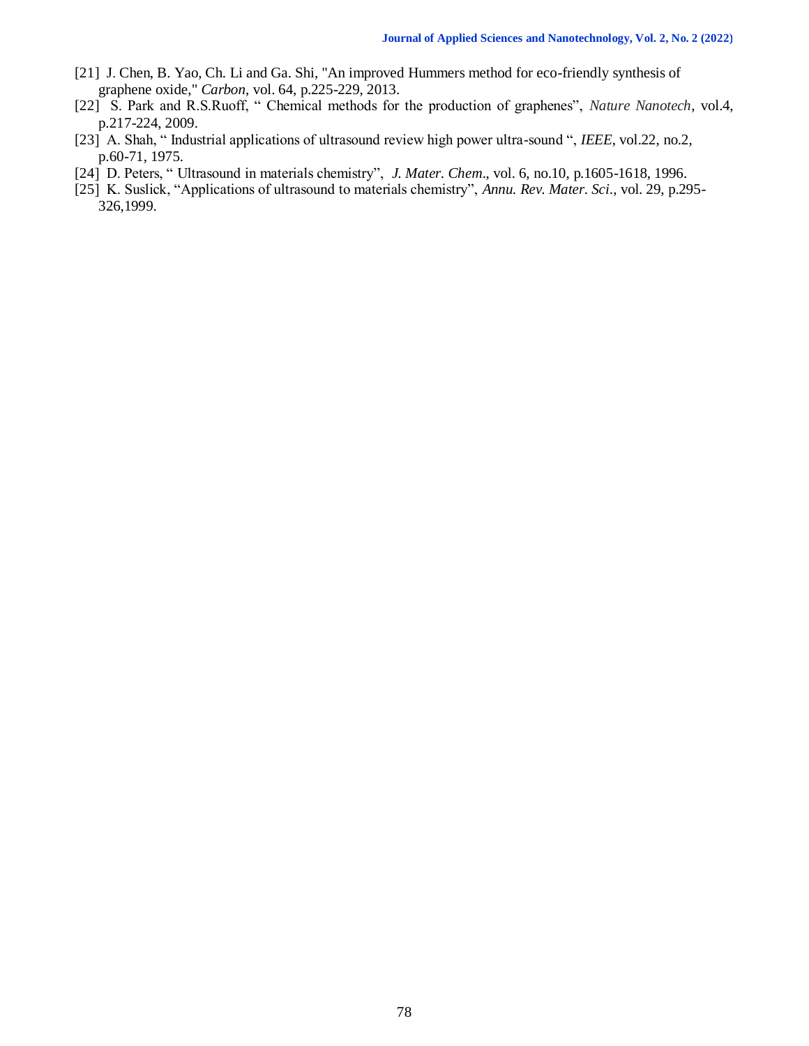[21] J. Chen, B. Yao, Ch. Li and Ga. Shi, "An improved Hummers method for eco-friendly synthesis of graphene oxide," *Carbon*, vol. 64, p.225-229, 2013.

[22] S. Park and R.S.Ruoff, " Chemical methods for the production of graphenes", *Nature Nanotech*, vol.4, p.217-224, 2009.

[23] A. Shah, " Industrial applications of ultrasound review high power ultra-sound ", *IEEE*, vol.22, no.2, p.60-71, 1975.

[24] D. Peters, " Ultrasound in materials chemistry", *J. Mater. Chem*., vol. 6, no.10, p.1605-1618, 1996.

[25] K. Suslick, "Applications of ultrasound to materials chemistry", *Annu. Rev. Mater. Sci*., vol. 29, p.295-326,1999.